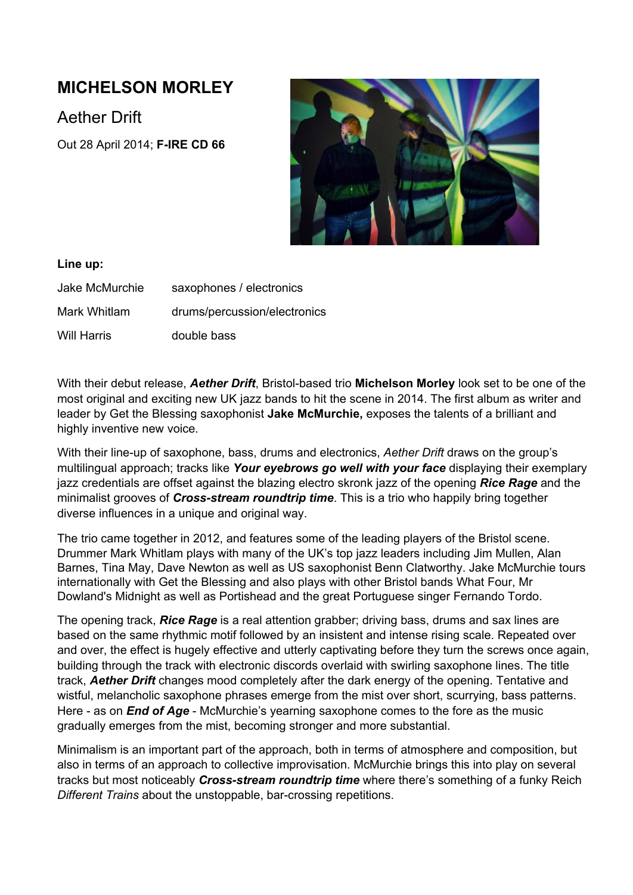# MICHELSON MORLEY

## Aether Drift

Out 28 April 2014; **F-IRE CD 66**

**Line up:**

| | |
|---|---|
| Jake McMurchie | saxophones / electronics |
| Mark Whitlam | drums/percussion/electronics |
| Will Harris | double bass |

With their debut release, ***Aether Drift***, Bristol-based trio **Michelson Morley** look set to be one of the most original and exciting new UK jazz bands to hit the scene in 2014. The first album as writer and leader by Get the Blessing saxophonist **Jake McMurchie,** exposes the talents of a brilliant and highly inventive new voice.

With their line-up of saxophone, bass, drums and electronics, *Aether Drift* draws on the group's multilingual approach; tracks like ***Your eyebrows go well with your face*** displaying their exemplary jazz credentials are offset against the blazing electro skronk jazz of the opening ***Rice Rage*** and the minimalist grooves of ***Cross-stream roundtrip time***. This is a trio who happily bring together diverse influences in a unique and original way.

The trio came together in 2012, and features some of the leading players of the Bristol scene. Drummer Mark Whitlam plays with many of the UK's top jazz leaders including Jim Mullen, Alan Barnes, Tina May, Dave Newton as well as US saxophonist Benn Clatworthy. Jake McMurchie tours internationally with Get the Blessing and also plays with other Bristol bands What Four, Mr Dowland's Midnight as well as Portishead and the great Portuguese singer Fernando Tordo.

The opening track, ***Rice Rage*** is a real attention grabber; driving bass, drums and sax lines are based on the same rhythmic motif followed by an insistent and intense rising scale. Repeated over and over, the effect is hugely effective and utterly captivating before they turn the screws once again, building through the track with electronic discords overlaid with swirling saxophone lines. The title track, ***Aether Drift*** changes mood completely after the dark energy of the opening. Tentative and wistful, melancholic saxophone phrases emerge from the mist over short, scurrying, bass patterns. Here - as on ***End of Age*** - McMurchie's yearning saxophone comes to the fore as the music gradually emerges from the mist, becoming stronger and more substantial.

Minimalism is an important part of the approach, both in terms of atmosphere and composition, but also in terms of an approach to collective improvisation. McMurchie brings this into play on several tracks but most noticeably ***Cross-stream roundtrip time*** where there's something of a funky Reich *Different Trains* about the unstoppable, bar-crossing repetitions.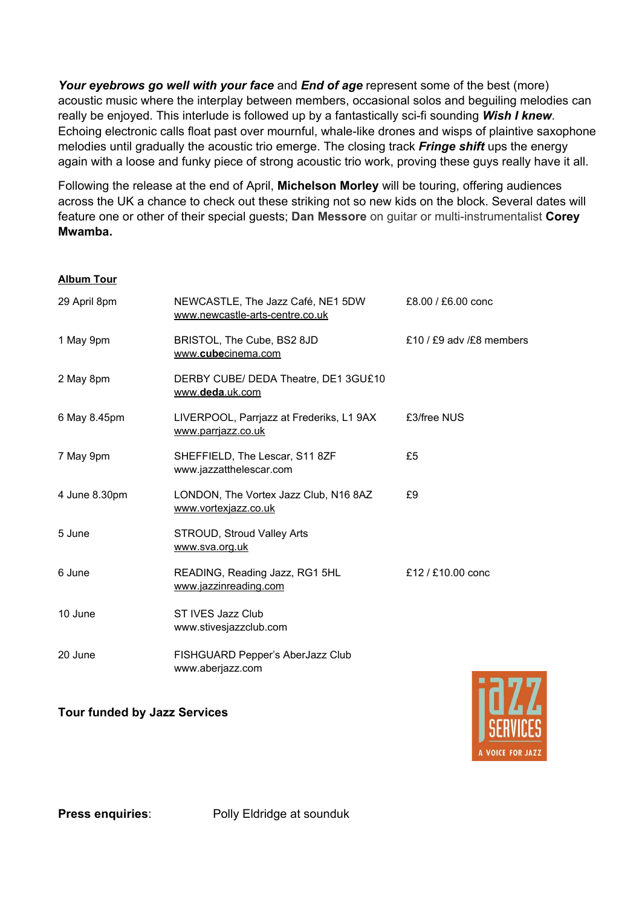***Your eyebrows go well with your face*** and ***End of age*** represent some of the best (more) acoustic music where the interplay between members, occasional solos and beguiling melodies can really be enjoyed. This interlude is followed up by a fantastically sci-fi sounding ***Wish I knew***. Echoing electronic calls float past over mournful, whale-like drones and wisps of plaintive saxophone melodies until gradually the acoustic trio emerge. The closing track ***Fringe shift*** ups the energy again with a loose and funky piece of strong acoustic trio work, proving these guys really have it all.

Following the release at the end of April, **Michelson Morley** will be touring, offering audiences across the UK a chance to check out these striking not so new kids on the block. Several dates will feature one or other of their special guests; **Dan Messore** on guitar or multi-instrumentalist **Corey Mwamba.**

**Album Tour**

| | | |
|---|---|---|
| 29 April 8pm | NEWCASTLE, The Jazz Café, NE1 5DW<br>www.newcastle-arts-centre.co.uk | £8.00 / £6.00 conc |
| 1 May 9pm | BRISTOL, The Cube, BS2 8JD<br>www.**cube**cinema.com | £10 / £9 adv /£8 members |
| 2 May 8pm | DERBY CUBE/ DEDA Theatre, DE1 3GU£10<br>www.**deda**.uk.com | |
| 6 May 8.45pm | LIVERPOOL, Parrjazz at Frederiks, L1 9AX<br>www.parrjazz.co.uk | £3/free NUS |
| 7 May 9pm | SHEFFIELD, The Lescar, S11 8ZF<br>www.jazzatthelescar.com | £5 |
| 4 June 8.30pm | LONDON, The Vortex Jazz Club, N16 8AZ<br>www.vortexjazz.co.uk | £9 |
| 5 June | STROUD, Stroud Valley Arts<br>www.sva.org.uk | |
| 6 June | READING, Reading Jazz, RG1 5HL<br>www.jazzinreading.com | £12 / £10.00 conc |
| 10 June | ST IVES Jazz Club<br>www.stivesjazzclub.com | |
| 20 June | FISHGUARD Pepper's AberJazz Club<br>www.aberjazz.com | |

**Tour funded by Jazz Services**

**Press enquiries**: Polly Eldridge at sounduk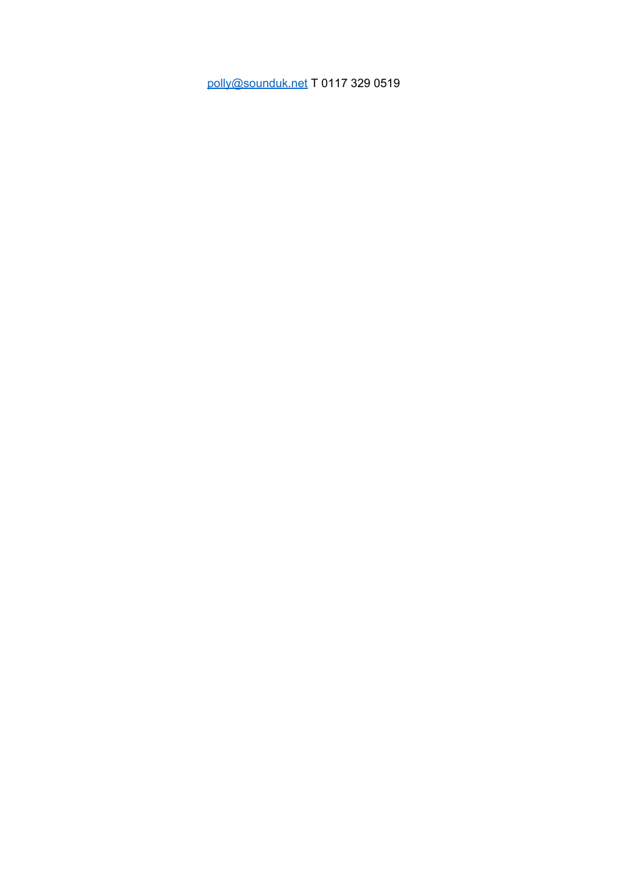[polly@sounduk.net](mailto:polly@sounduk.net) T 0117 329 0519